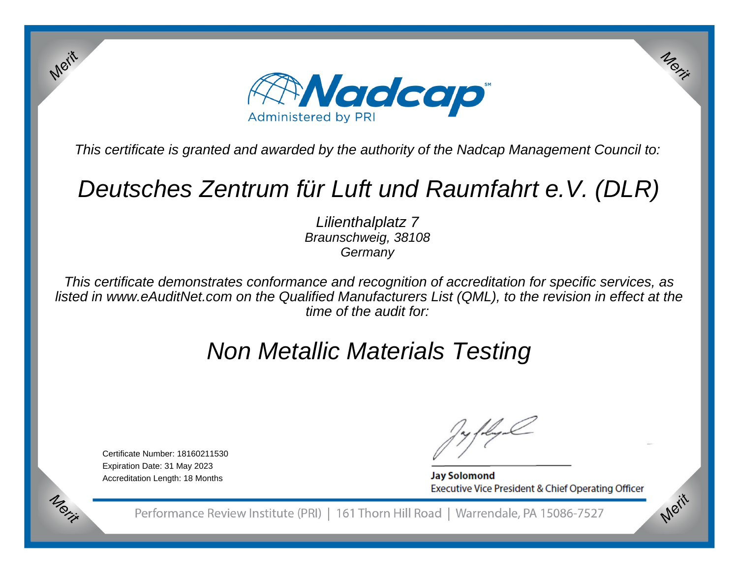# Nadcap

Administered by PRI

*This certificate is granted and awarded by the authority of the Nadcap Management Council to:*

## *Deutsches Zentrum für Luft und Raumfahrt e.V. (DLR)*

*Lilienthalplatz 7*
*Braunschweig, 38108*
*Germany*

*This certificate demonstrates conformance and recognition of accreditation for specific services, as listed in www.eAuditNet.com on the Qualified Manufacturers List (QML), to the revision in effect at the time of the audit for:*

## *Non Metallic Materials Testing*

Certificate Number: 18160211530
Expiration Date: 31 May 2023
Accreditation Length: 18 Months

**Jay Solomond**
Executive Vice President & Chief Operating Officer

Performance Review Institute (PRI) | 161 Thorn Hill Road | Warrendale, PA 15086-7527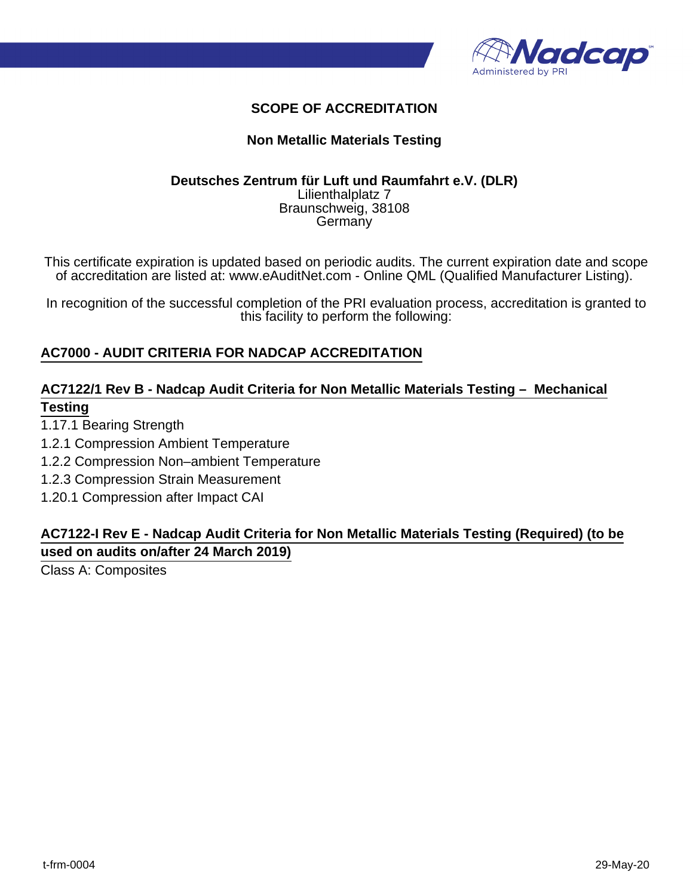# SCOPE OF ACCREDITATION

## Non Metallic Materials Testing

**Deutsches Zentrum für Luft und Raumfahrt e.V. (DLR)**
Lilienthalplatz 7
Braunschweig, 38108
Germany

This certificate expiration is updated based on periodic audits. The current expiration date and scope of accreditation are listed at: www.eAuditNet.com - Online QML (Qualified Manufacturer Listing).

In recognition of the successful completion of the PRI evaluation process, accreditation is granted to this facility to perform the following:

### AC7000 - AUDIT CRITERIA FOR NADCAP ACCREDITATION

### AC7122/1 Rev B - Nadcap Audit Criteria for Non Metallic Materials Testing – Mechanical Testing

1.17.1 Bearing Strength
1.2.1 Compression Ambient Temperature
1.2.2 Compression Non–ambient Temperature
1.2.3 Compression Strain Measurement
1.20.1 Compression after Impact CAI

### AC7122-I Rev E - Nadcap Audit Criteria for Non Metallic Materials Testing (Required) (to be used on audits on/after 24 March 2019)

Class A: Composites

t-frm-0004 29-May-20